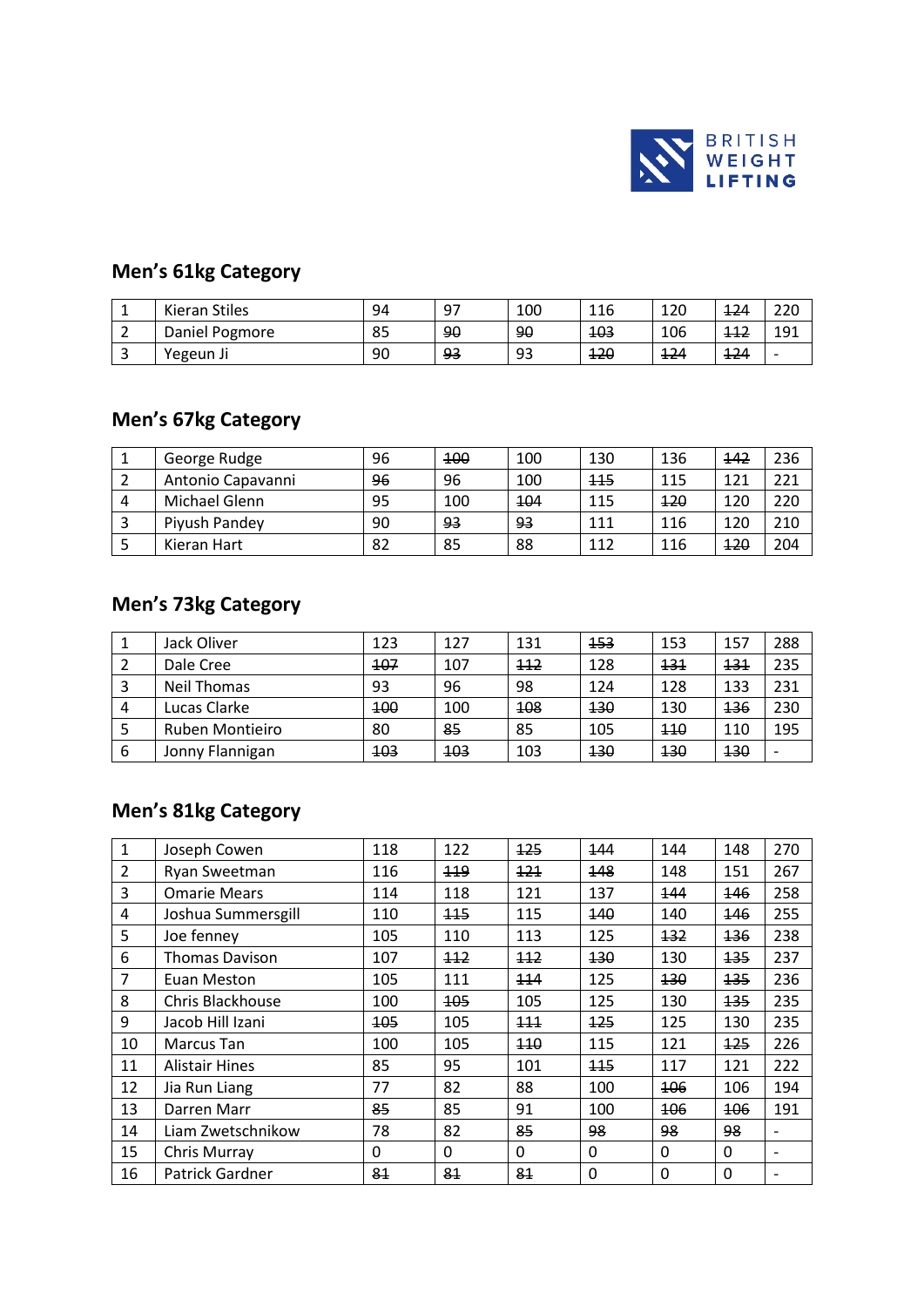## Men's 61kg Category

| | | | | | | | | |
|---|---|---|---|---|---|---|---|---|
| 1 | Kieran Stiles | 94 | 97 | 100 | 116 | 120 | ~~124~~ | 220 |
| 2 | Daniel Pogmore | 85 | ~~90~~ | ~~90~~ | ~~103~~ | 106 | ~~112~~ | 191 |
| 3 | Yegeun Ji | 90 | ~~93~~ | 93 | ~~120~~ | ~~124~~ | ~~124~~ | - |

## Men's 67kg Category

| | | | | | | | | |
|---|---|---|---|---|---|---|---|---|
| 1 | George Rudge | 96 | ~~100~~ | 100 | 130 | 136 | ~~142~~ | 236 |
| 2 | Antonio Capavanni | ~~96~~ | 96 | 100 | ~~115~~ | 115 | 121 | 221 |
| 4 | Michael Glenn | 95 | 100 | ~~104~~ | 115 | ~~120~~ | 120 | 220 |
| 3 | Piyush Pandey | 90 | ~~93~~ | ~~93~~ | 111 | 116 | 120 | 210 |
| 5 | Kieran Hart | 82 | 85 | 88 | 112 | 116 | ~~120~~ | 204 |

## Men's 73kg Category

| | | | | | | | | |
|---|---|---|---|---|---|---|---|---|
| 1 | Jack Oliver | 123 | 127 | 131 | ~~153~~ | 153 | 157 | 288 |
| 2 | Dale Cree | ~~107~~ | 107 | ~~112~~ | 128 | ~~131~~ | ~~131~~ | 235 |
| 3 | Neil Thomas | 93 | 96 | 98 | 124 | 128 | 133 | 231 |
| 4 | Lucas Clarke | ~~100~~ | 100 | ~~108~~ | ~~130~~ | 130 | ~~136~~ | 230 |
| 5 | Ruben Montieiro | 80 | ~~85~~ | 85 | 105 | ~~110~~ | 110 | 195 |
| 6 | Jonny Flannigan | ~~103~~ | ~~103~~ | 103 | ~~130~~ | ~~130~~ | ~~130~~ | - |

## Men's 81kg Category

| | | | | | | | | |
|---|---|---|---|---|---|---|---|---|
| 1 | Joseph Cowen | 118 | 122 | ~~125~~ | ~~144~~ | 144 | 148 | 270 |
| 2 | Ryan Sweetman | 116 | ~~119~~ | ~~121~~ | ~~148~~ | 148 | 151 | 267 |
| 3 | Omarie Mears | 114 | 118 | 121 | 137 | ~~144~~ | ~~146~~ | 258 |
| 4 | Joshua Summersgill | 110 | ~~115~~ | 115 | ~~140~~ | 140 | ~~146~~ | 255 |
| 5 | Joe fenney | 105 | 110 | 113 | 125 | ~~132~~ | ~~136~~ | 238 |
| 6 | Thomas Davison | 107 | ~~112~~ | ~~112~~ | ~~130~~ | 130 | ~~135~~ | 237 |
| 7 | Euan Meston | 105 | 111 | ~~114~~ | 125 | ~~130~~ | ~~135~~ | 236 |
| 8 | Chris Blackhouse | 100 | ~~105~~ | 105 | 125 | 130 | ~~135~~ | 235 |
| 9 | Jacob Hill Izani | ~~105~~ | 105 | ~~111~~ | ~~125~~ | 125 | 130 | 235 |
| 10 | Marcus Tan | 100 | 105 | ~~110~~ | 115 | 121 | ~~125~~ | 226 |
| 11 | Alistair Hines | 85 | 95 | 101 | ~~115~~ | 117 | 121 | 222 |
| 12 | Jia Run Liang | 77 | 82 | 88 | 100 | ~~106~~ | 106 | 194 |
| 13 | Darren Marr | ~~85~~ | 85 | 91 | 100 | ~~106~~ | ~~106~~ | 191 |
| 14 | Liam Zwetschnikow | 78 | 82 | ~~85~~ | ~~98~~ | ~~98~~ | ~~98~~ | - |
| 15 | Chris Murray | 0 | 0 | 0 | 0 | 0 | 0 | - |
| 16 | Patrick Gardner | ~~81~~ | ~~81~~ | ~~81~~ | 0 | 0 | 0 | - |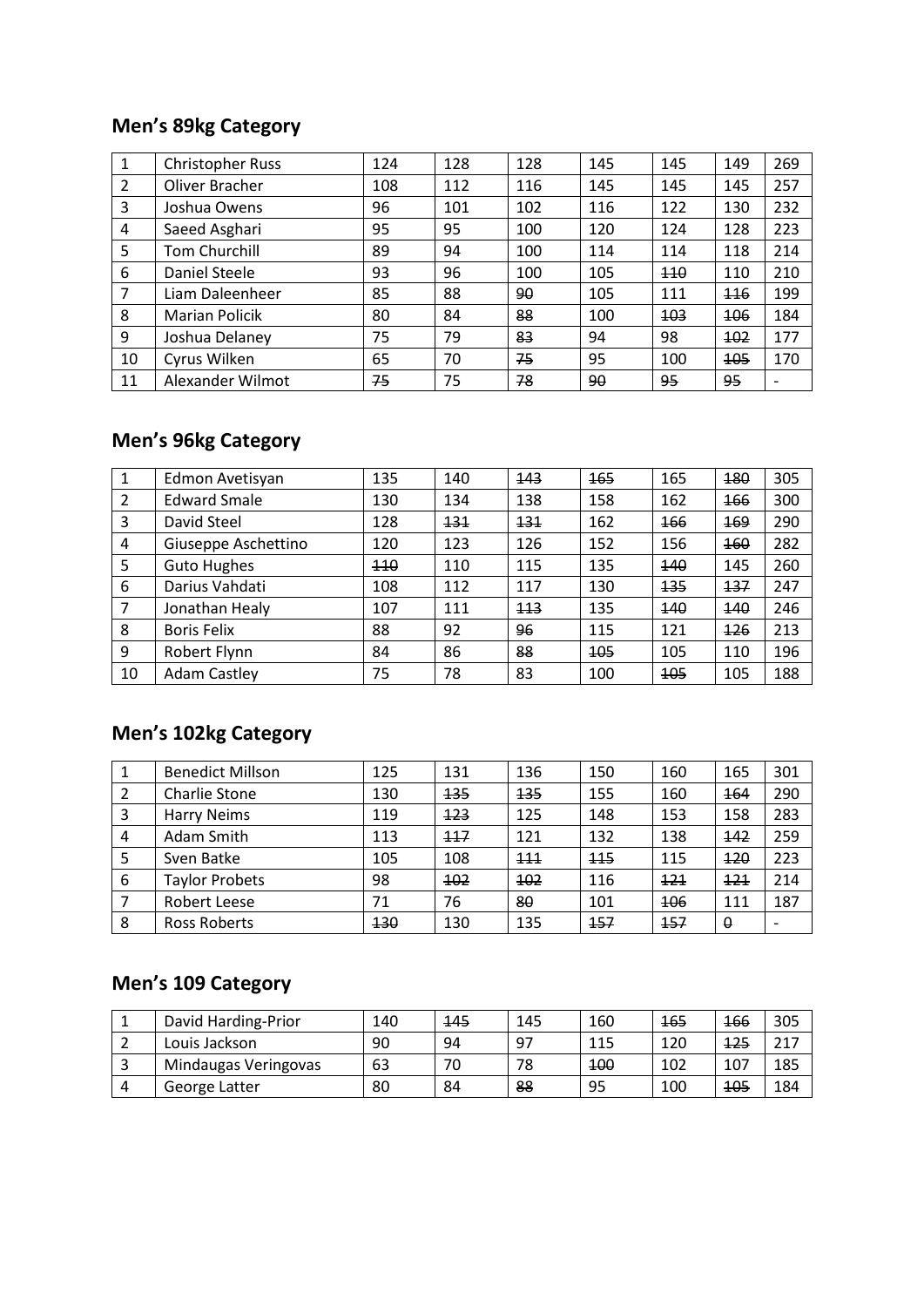## Men's 89kg Category

| | | | | | | | | |
|---|---|---|---|---|---|---|---|---|
| 1 | Christopher Russ | 124 | 128 | 128 | 145 | 145 | 149 | 269 |
| 2 | Oliver Bracher | 108 | 112 | 116 | 145 | 145 | 145 | 257 |
| 3 | Joshua Owens | 96 | 101 | 102 | 116 | 122 | 130 | 232 |
| 4 | Saeed Asghari | 95 | 95 | 100 | 120 | 124 | 128 | 223 |
| 5 | Tom Churchill | 89 | 94 | 100 | 114 | 114 | 118 | 214 |
| 6 | Daniel Steele | 93 | 96 | 100 | 105 | ~~110~~ | 110 | 210 |
| 7 | Liam Daleenheer | 85 | 88 | ~~90~~ | 105 | 111 | ~~116~~ | 199 |
| 8 | Marian Policik | 80 | 84 | ~~88~~ | 100 | ~~103~~ | ~~106~~ | 184 |
| 9 | Joshua Delaney | 75 | 79 | ~~83~~ | 94 | 98 | ~~102~~ | 177 |
| 10 | Cyrus Wilken | 65 | 70 | ~~75~~ | 95 | 100 | ~~105~~ | 170 |
| 11 | Alexander Wilmot | ~~75~~ | 75 | ~~78~~ | ~~90~~ | ~~95~~ | ~~95~~ | - |

## Men's 96kg Category

| | | | | | | | | |
|---|---|---|---|---|---|---|---|---|
| 1 | Edmon Avetisyan | 135 | 140 | ~~143~~ | ~~165~~ | 165 | ~~180~~ | 305 |
| 2 | Edward Smale | 130 | 134 | 138 | 158 | 162 | ~~166~~ | 300 |
| 3 | David Steel | 128 | ~~131~~ | ~~131~~ | 162 | ~~166~~ | ~~169~~ | 290 |
| 4 | Giuseppe Aschettino | 120 | 123 | 126 | 152 | 156 | ~~160~~ | 282 |
| 5 | Guto Hughes | ~~110~~ | 110 | 115 | 135 | ~~140~~ | 145 | 260 |
| 6 | Darius Vahdati | 108 | 112 | 117 | 130 | ~~135~~ | ~~137~~ | 247 |
| 7 | Jonathan Healy | 107 | 111 | ~~113~~ | 135 | ~~140~~ | ~~140~~ | 246 |
| 8 | Boris Felix | 88 | 92 | ~~96~~ | 115 | 121 | ~~126~~ | 213 |
| 9 | Robert Flynn | 84 | 86 | ~~88~~ | ~~105~~ | 105 | 110 | 196 |
| 10 | Adam Castley | 75 | 78 | 83 | 100 | ~~105~~ | 105 | 188 |

## Men's 102kg Category

| | | | | | | | | |
|---|---|---|---|---|---|---|---|---|
| 1 | Benedict Millson | 125 | 131 | 136 | 150 | 160 | 165 | 301 |
| 2 | Charlie Stone | 130 | ~~135~~ | ~~135~~ | 155 | 160 | ~~164~~ | 290 |
| 3 | Harry Neims | 119 | ~~123~~ | 125 | 148 | 153 | 158 | 283 |
| 4 | Adam Smith | 113 | ~~117~~ | 121 | 132 | 138 | ~~142~~ | 259 |
| 5 | Sven Batke | 105 | 108 | ~~111~~ | ~~115~~ | 115 | ~~120~~ | 223 |
| 6 | Taylor Probets | 98 | ~~102~~ | ~~102~~ | 116 | ~~121~~ | ~~121~~ | 214 |
| 7 | Robert Leese | 71 | 76 | ~~80~~ | 101 | ~~106~~ | 111 | 187 |
| 8 | Ross Roberts | ~~130~~ | 130 | 135 | ~~157~~ | ~~157~~ | ~~0~~ | - |

## Men's 109 Category

| | | | | | | | | |
|---|---|---|---|---|---|---|---|---|
| 1 | David Harding-Prior | 140 | ~~145~~ | 145 | 160 | ~~165~~ | ~~166~~ | 305 |
| 2 | Louis Jackson | 90 | 94 | 97 | 115 | 120 | ~~125~~ | 217 |
| 3 | Mindaugas Veringovas | 63 | 70 | 78 | ~~100~~ | 102 | 107 | 185 |
| 4 | George Latter | 80 | 84 | ~~88~~ | 95 | 100 | ~~105~~ | 184 |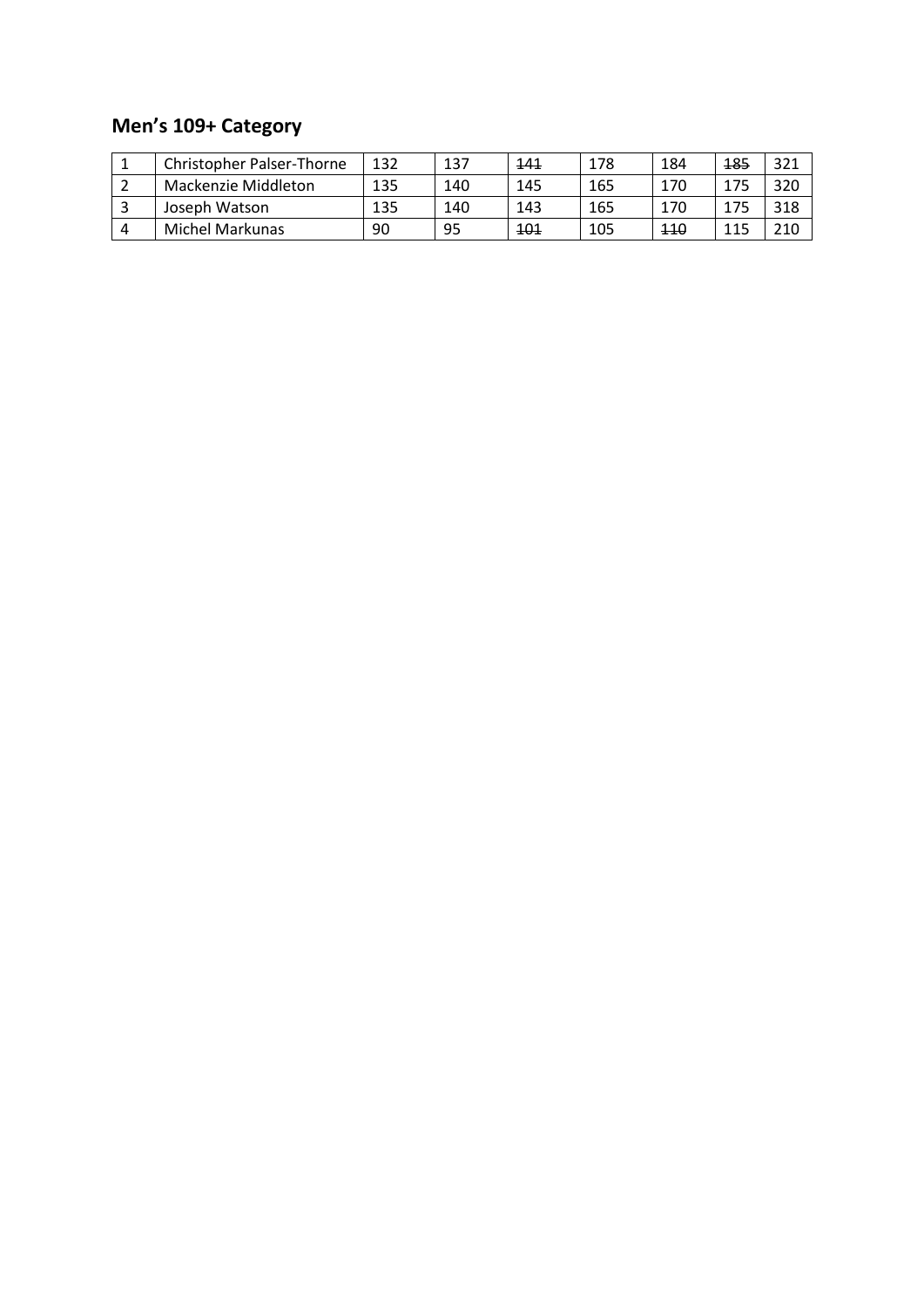## Men’s 109+ Category

| | | | | | | | | |
|---|---|---|---|---|---|---|---|---|
| 1 | Christopher Palser-Thorne | 132 | 137 | ~~141~~ | 178 | 184 | ~~185~~ | 321 |
| 2 | Mackenzie Middleton | 135 | 140 | 145 | 165 | 170 | 175 | 320 |
| 3 | Joseph Watson | 135 | 140 | 143 | 165 | 170 | 175 | 318 |
| 4 | Michel Markunas | 90 | 95 | ~~101~~ | 105 | ~~110~~ | 115 | 210 |